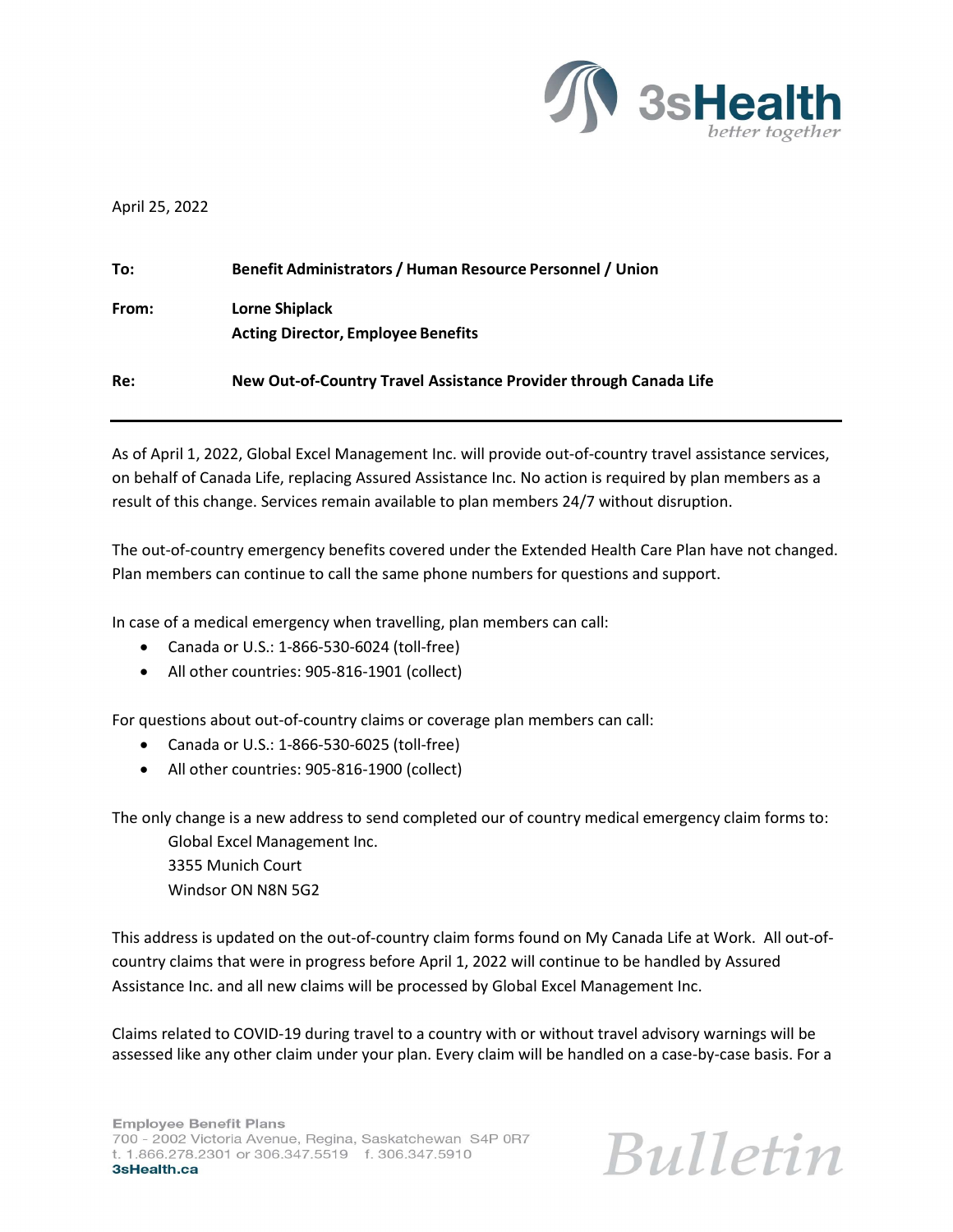April 25, 2022

**To:** Benefit Administrators / Human Resource Personnel / Union

**From:** Lorne Shiplack
**Acting Director, Employee Benefits**

**Re:** New Out-of-Country Travel Assistance Provider through Canada Life

---

As of April 1, 2022, Global Excel Management Inc. will provide out-of-country travel assistance services, on behalf of Canada Life, replacing Assured Assistance Inc. No action is required by plan members as a result of this change. Services remain available to plan members 24/7 without disruption.

The out-of-country emergency benefits covered under the Extended Health Care Plan have not changed. Plan members can continue to call the same phone numbers for questions and support.

In case of a medical emergency when travelling, plan members can call:

- Canada or U.S.: 1-866-530-6024 (toll-free)
- All other countries: 905-816-1901 (collect)

For questions about out-of-country claims or coverage plan members can call:

- Canada or U.S.: 1-866-530-6025 (toll-free)
- All other countries: 905-816-1900 (collect)

The only change is a new address to send completed our of country medical emergency claim forms to:

Global Excel Management Inc.
3355 Munich Court
Windsor ON N8N 5G2

This address is updated on the out-of-country claim forms found on My Canada Life at Work. All out-of-country claims that were in progress before April 1, 2022 will continue to be handled by Assured Assistance Inc. and all new claims will be processed by Global Excel Management Inc.

Claims related to COVID-19 during travel to a country with or without travel advisory warnings will be assessed like any other claim under your plan. Every claim will be handled on a case-by-case basis. For a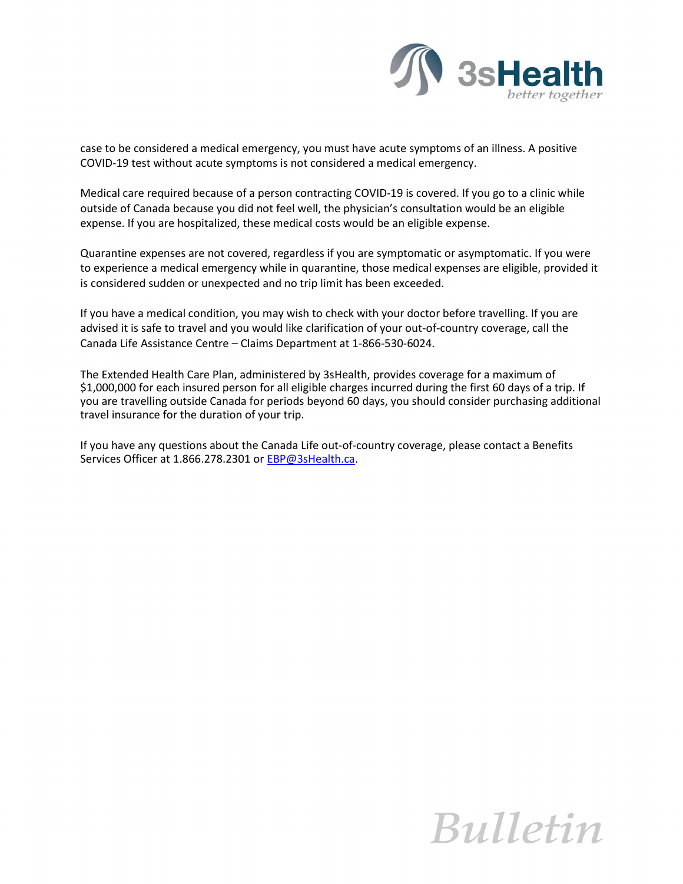case to be considered a medical emergency, you must have acute symptoms of an illness. A positive COVID-19 test without acute symptoms is not considered a medical emergency.

Medical care required because of a person contracting COVID-19 is covered. If you go to a clinic while outside of Canada because you did not feel well, the physician's consultation would be an eligible expense. If you are hospitalized, these medical costs would be an eligible expense.

Quarantine expenses are not covered, regardless if you are symptomatic or asymptomatic. If you were to experience a medical emergency while in quarantine, those medical expenses are eligible, provided it is considered sudden or unexpected and no trip limit has been exceeded.

If you have a medical condition, you may wish to check with your doctor before travelling. If you are advised it is safe to travel and you would like clarification of your out-of-country coverage, call the Canada Life Assistance Centre – Claims Department at 1-866-530-6024.

The Extended Health Care Plan, administered by 3sHealth, provides coverage for a maximum of $1,000,000 for each insured person for all eligible charges incurred during the first 60 days of a trip. If you are travelling outside Canada for periods beyond 60 days, you should consider purchasing additional travel insurance for the duration of your trip.

If you have any questions about the Canada Life out-of-country coverage, please contact a Benefits Services Officer at 1.866.278.2301 or [EBP@3sHealth.ca](mailto:EBP@3sHealth.ca).